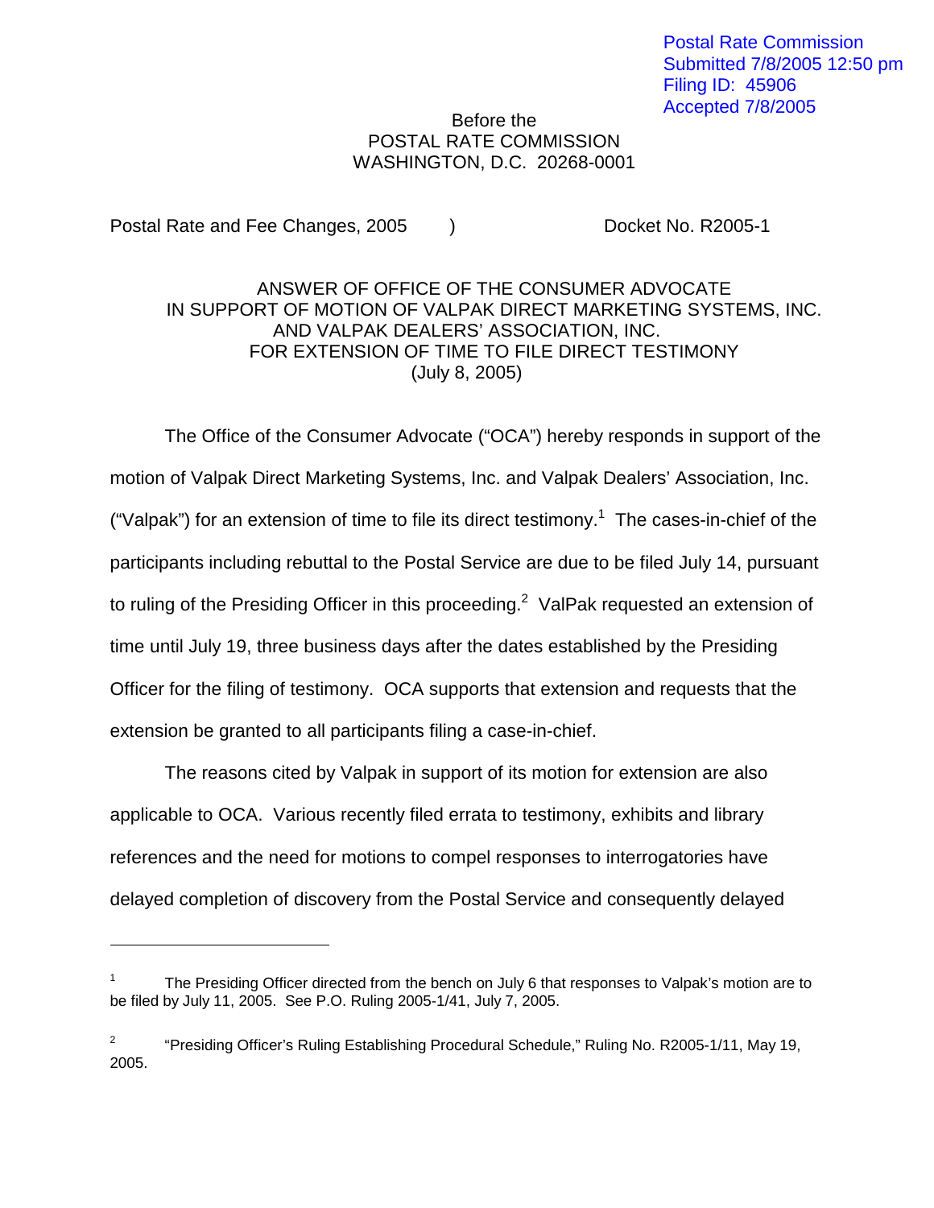Postal Rate Commission
Submitted 7/8/2005 12:50 pm
Filing ID: 45906
Accepted 7/8/2005

Before the
POSTAL RATE COMMISSION
WASHINGTON, D.C. 20268-0001

Postal Rate and Fee Changes, 2005 ) Docket No. R2005-1

ANSWER OF OFFICE OF THE CONSUMER ADVOCATE
IN SUPPORT OF MOTION OF VALPAK DIRECT MARKETING SYSTEMS, INC.
AND VALPAK DEALERS' ASSOCIATION, INC.
FOR EXTENSION OF TIME TO FILE DIRECT TESTIMONY
(July 8, 2005)

The Office of the Consumer Advocate ("OCA") hereby responds in support of the motion of Valpak Direct Marketing Systems, Inc. and Valpak Dealers' Association, Inc. ("Valpak") for an extension of time to file its direct testimony.[1] The cases-in-chief of the participants including rebuttal to the Postal Service are due to be filed July 14, pursuant to ruling of the Presiding Officer in this proceeding.[2] ValPak requested an extension of time until July 19, three business days after the dates established by the Presiding Officer for the filing of testimony. OCA supports that extension and requests that the extension be granted to all participants filing a case-in-chief.

The reasons cited by Valpak in support of its motion for extension are also applicable to OCA. Various recently filed errata to testimony, exhibits and library references and the need for motions to compel responses to interrogatories have delayed completion of discovery from the Postal Service and consequently delayed

---

[1] The Presiding Officer directed from the bench on July 6 that responses to Valpak's motion are to be filed by July 11, 2005. See P.O. Ruling 2005-1/41, July 7, 2005.

[2] "Presiding Officer's Ruling Establishing Procedural Schedule," Ruling No. R2005-1/11, May 19, 2005.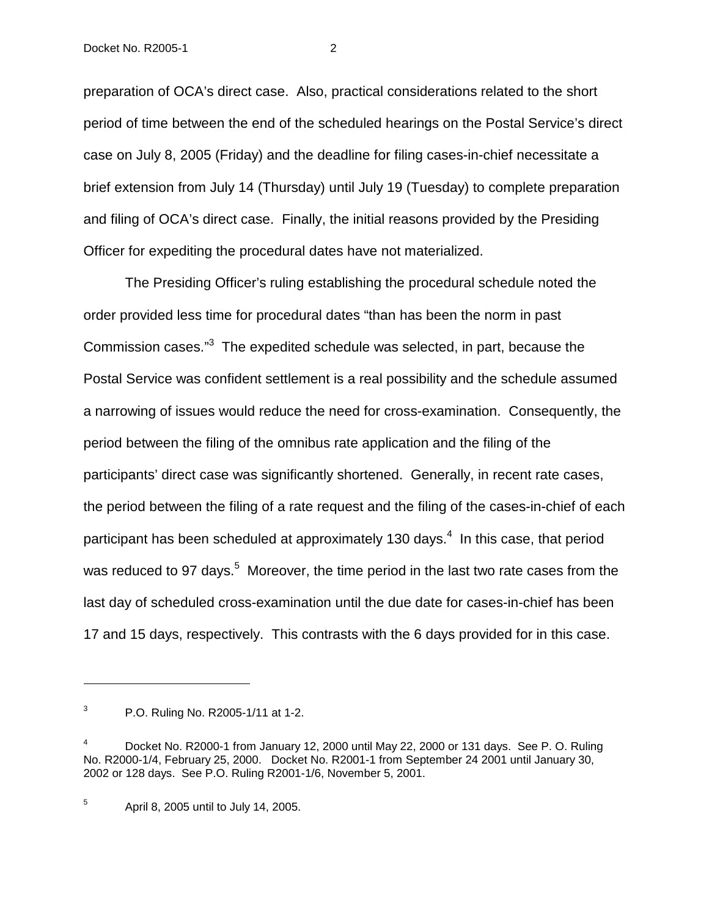preparation of OCA's direct case. Also, practical considerations related to the short period of time between the end of the scheduled hearings on the Postal Service's direct case on July 8, 2005 (Friday) and the deadline for filing cases-in-chief necessitate a brief extension from July 14 (Thursday) until July 19 (Tuesday) to complete preparation and filing of OCA's direct case. Finally, the initial reasons provided by the Presiding Officer for expediting the procedural dates have not materialized.

The Presiding Officer's ruling establishing the procedural schedule noted the order provided less time for procedural dates "than has been the norm in past Commission cases."[3] The expedited schedule was selected, in part, because the Postal Service was confident settlement is a real possibility and the schedule assumed a narrowing of issues would reduce the need for cross-examination. Consequently, the period between the filing of the omnibus rate application and the filing of the participants' direct case was significantly shortened. Generally, in recent rate cases, the period between the filing of a rate request and the filing of the cases-in-chief of each participant has been scheduled at approximately 130 days.[4] In this case, that period was reduced to 97 days.[5] Moreover, the time period in the last two rate cases from the last day of scheduled cross-examination until the due date for cases-in-chief has been 17 and 15 days, respectively. This contrasts with the 6 days provided for in this case.

---

[3] P.O. Ruling No. R2005-1/11 at 1-2.

[4] Docket No. R2000-1 from January 12, 2000 until May 22, 2000 or 131 days. See P. O. Ruling No. R2000-1/4, February 25, 2000. Docket No. R2001-1 from September 24 2001 until January 30, 2002 or 128 days. See P.O. Ruling R2001-1/6, November 5, 2001.

[5] April 8, 2005 until to July 14, 2005.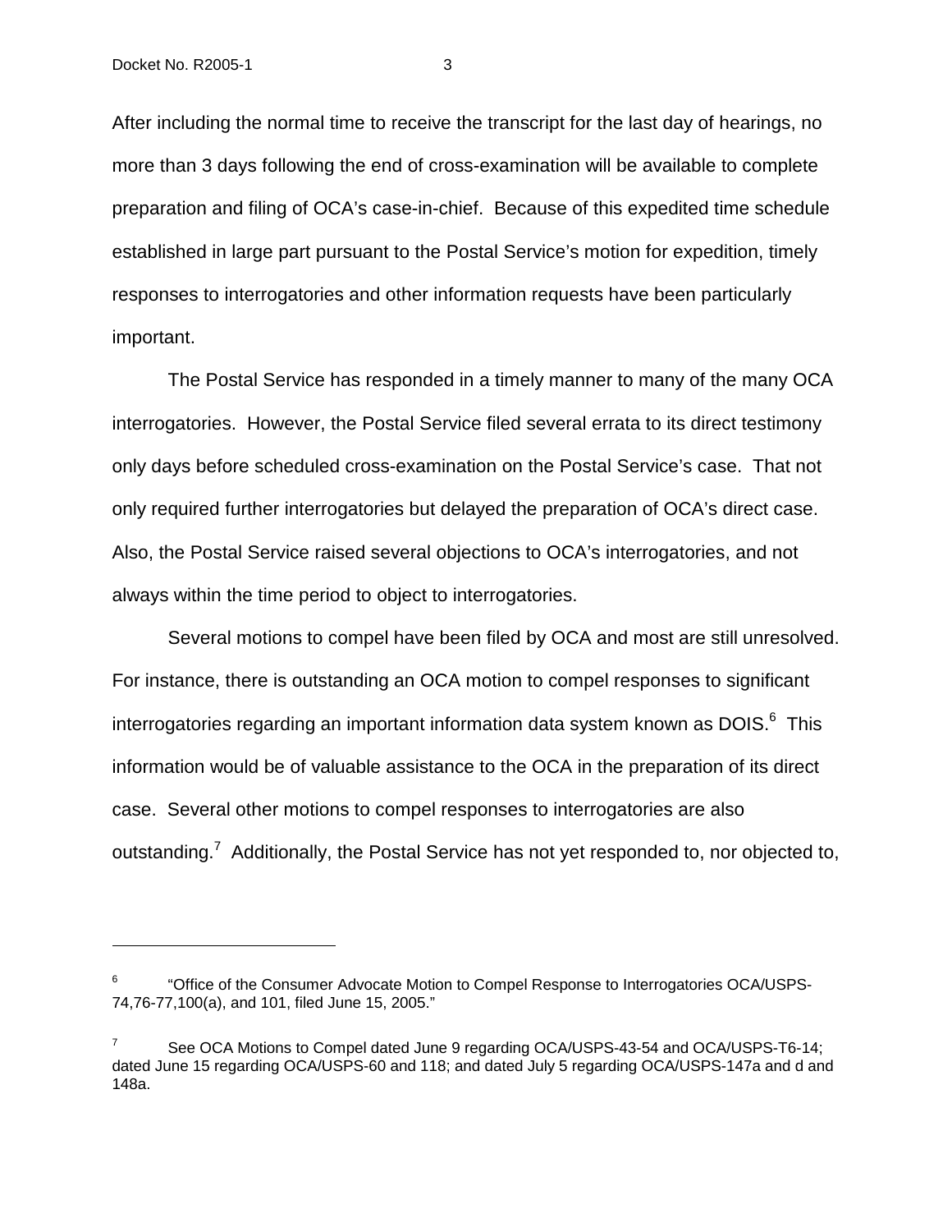After including the normal time to receive the transcript for the last day of hearings, no more than 3 days following the end of cross-examination will be available to complete preparation and filing of OCA's case-in-chief. Because of this expedited time schedule established in large part pursuant to the Postal Service's motion for expedition, timely responses to interrogatories and other information requests have been particularly important.

The Postal Service has responded in a timely manner to many of the many OCA interrogatories. However, the Postal Service filed several errata to its direct testimony only days before scheduled cross-examination on the Postal Service's case. That not only required further interrogatories but delayed the preparation of OCA's direct case. Also, the Postal Service raised several objections to OCA's interrogatories, and not always within the time period to object to interrogatories.

Several motions to compel have been filed by OCA and most are still unresolved. For instance, there is outstanding an OCA motion to compel responses to significant interrogatories regarding an important information data system known as DOIS.[6] This information would be of valuable assistance to the OCA in the preparation of its direct case. Several other motions to compel responses to interrogatories are also outstanding.[7] Additionally, the Postal Service has not yet responded to, nor objected to,

---

[6] "Office of the Consumer Advocate Motion to Compel Response to Interrogatories OCA/USPS-74,76-77,100(a), and 101, filed June 15, 2005."

[7] See OCA Motions to Compel dated June 9 regarding OCA/USPS-43-54 and OCA/USPS-T6-14; dated June 15 regarding OCA/USPS-60 and 118; and dated July 5 regarding OCA/USPS-147a and d and 148a.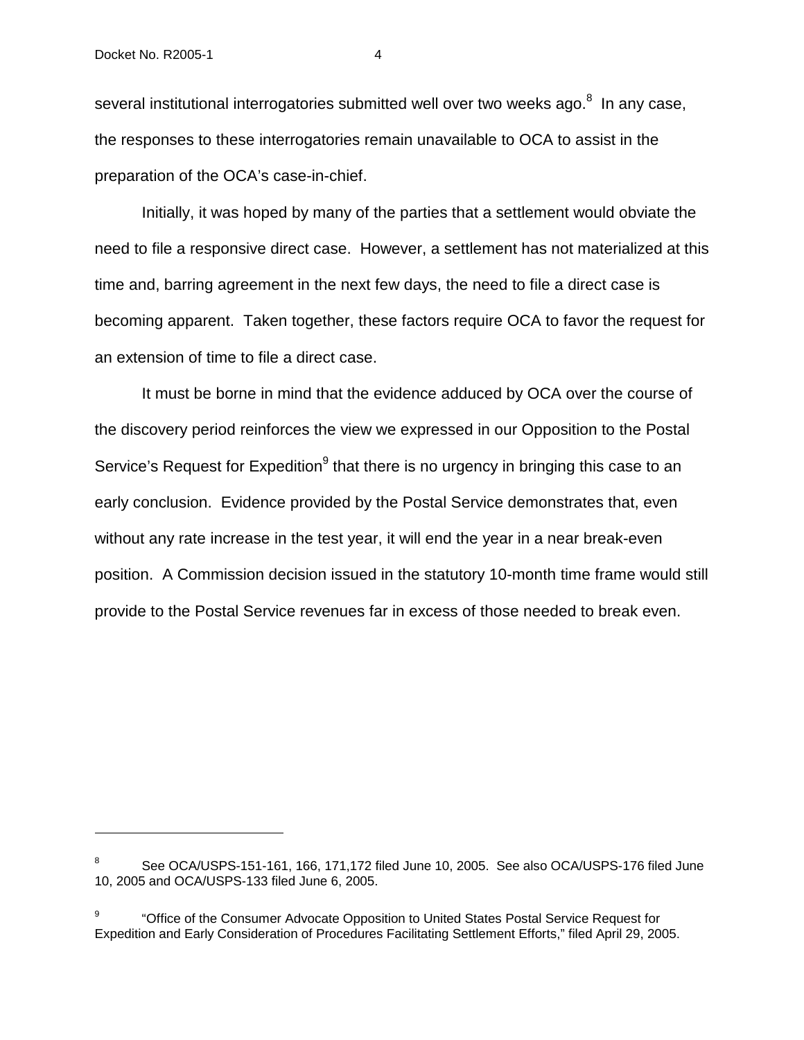several institutional interrogatories submitted well over two weeks ago.[8] In any case, the responses to these interrogatories remain unavailable to OCA to assist in the preparation of the OCA's case-in-chief.

Initially, it was hoped by many of the parties that a settlement would obviate the need to file a responsive direct case. However, a settlement has not materialized at this time and, barring agreement in the next few days, the need to file a direct case is becoming apparent. Taken together, these factors require OCA to favor the request for an extension of time to file a direct case.

It must be borne in mind that the evidence adduced by OCA over the course of the discovery period reinforces the view we expressed in our Opposition to the Postal Service's Request for Expedition[9] that there is no urgency in bringing this case to an early conclusion. Evidence provided by the Postal Service demonstrates that, even without any rate increase in the test year, it will end the year in a near break-even position. A Commission decision issued in the statutory 10-month time frame would still provide to the Postal Service revenues far in excess of those needed to break even.

---

[8] See OCA/USPS-151-161, 166, 171,172 filed June 10, 2005. See also OCA/USPS-176 filed June 10, 2005 and OCA/USPS-133 filed June 6, 2005.

[9] "Office of the Consumer Advocate Opposition to United States Postal Service Request for Expedition and Early Consideration of Procedures Facilitating Settlement Efforts," filed April 29, 2005.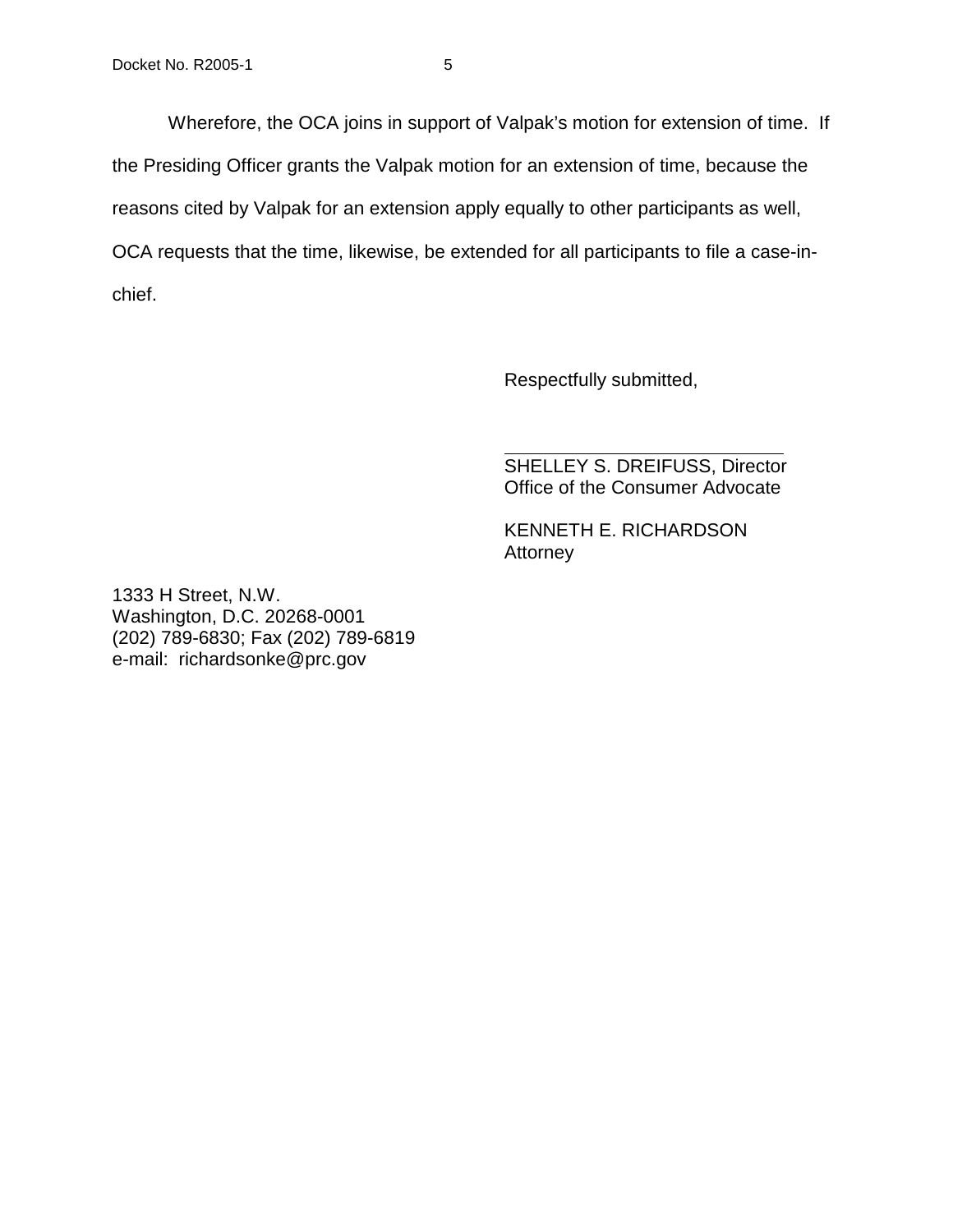Wherefore, the OCA joins in support of Valpak's motion for extension of time. If the Presiding Officer grants the Valpak motion for an extension of time, because the reasons cited by Valpak for an extension apply equally to other participants as well, OCA requests that the time, likewise, be extended for all participants to file a case-in-chief.

Respectfully submitted,

\_\_\_\_\_\_\_\_\_\_\_\_\_\_\_\_\_\_\_\_\_\_\_\_\_\_\_\_\_\_\_\_

SHELLEY S. DREIFUSS, Director
Office of the Consumer Advocate

KENNETH E. RICHARDSON
Attorney

1333 H Street, N.W.
Washington, D.C. 20268-0001
(202) 789-6830; Fax (202) 789-6819
e-mail: richardsonke@prc.gov